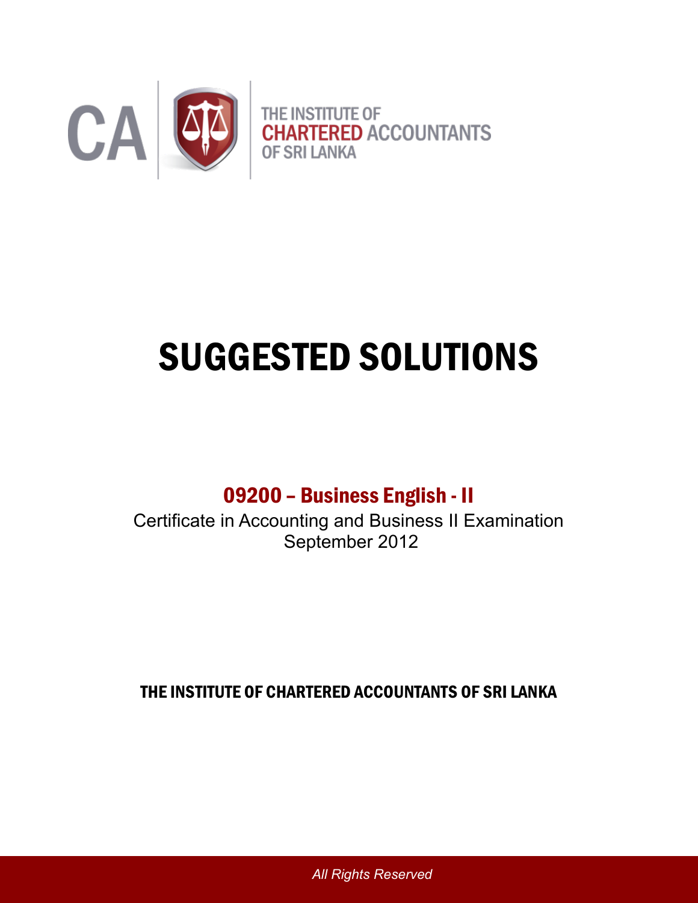CA | THE INSTITUTE OF CHARTERED ACCOUNTANTS OF SRI LANKA

# SUGGESTED SOLUTIONS

## 09200 – Business English - II

Certificate in Accounting and Business II Examination
September 2012

**THE INSTITUTE OF CHARTERED ACCOUNTANTS OF SRI LANKA**

*All Rights Reserved*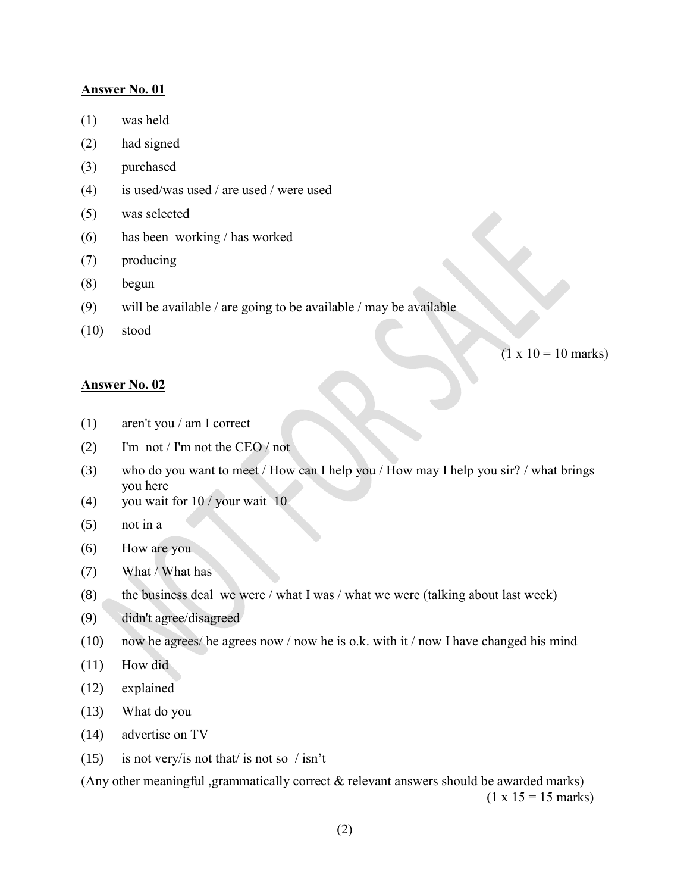**Answer No. 01**

(1) was held

(2) had signed

(3) purchased

(4) is used/was used / are used / were used

(5) was selected

(6) has been working / has worked

(7) producing

(8) begun

(9) will be available / are going to be available / may be available

(10) stood

(1 x 10 = 10 marks)

**Answer No. 02**

(1) aren't you / am I correct

(2) I'm not / I'm not the CEO / not

(3) who do you want to meet / How can I help you / How may I help you sir? / what brings you here

(4) you wait for 10 / your wait 10

(5) not in a

(6) How are you

(7) What / What has

(8) the business deal we were / what I was / what we were (talking about last week)

(9) didn't agree/disagreed

(10) now he agrees/ he agrees now / now he is o.k. with it / now I have changed his mind

(11) How did

(12) explained

(13) What do you

(14) advertise on TV

(15) is not very/is not that/ is not so / isn't

(Any other meaningful ,grammatically correct & relevant answers should be awarded marks)

(1 x 15 = 15 marks)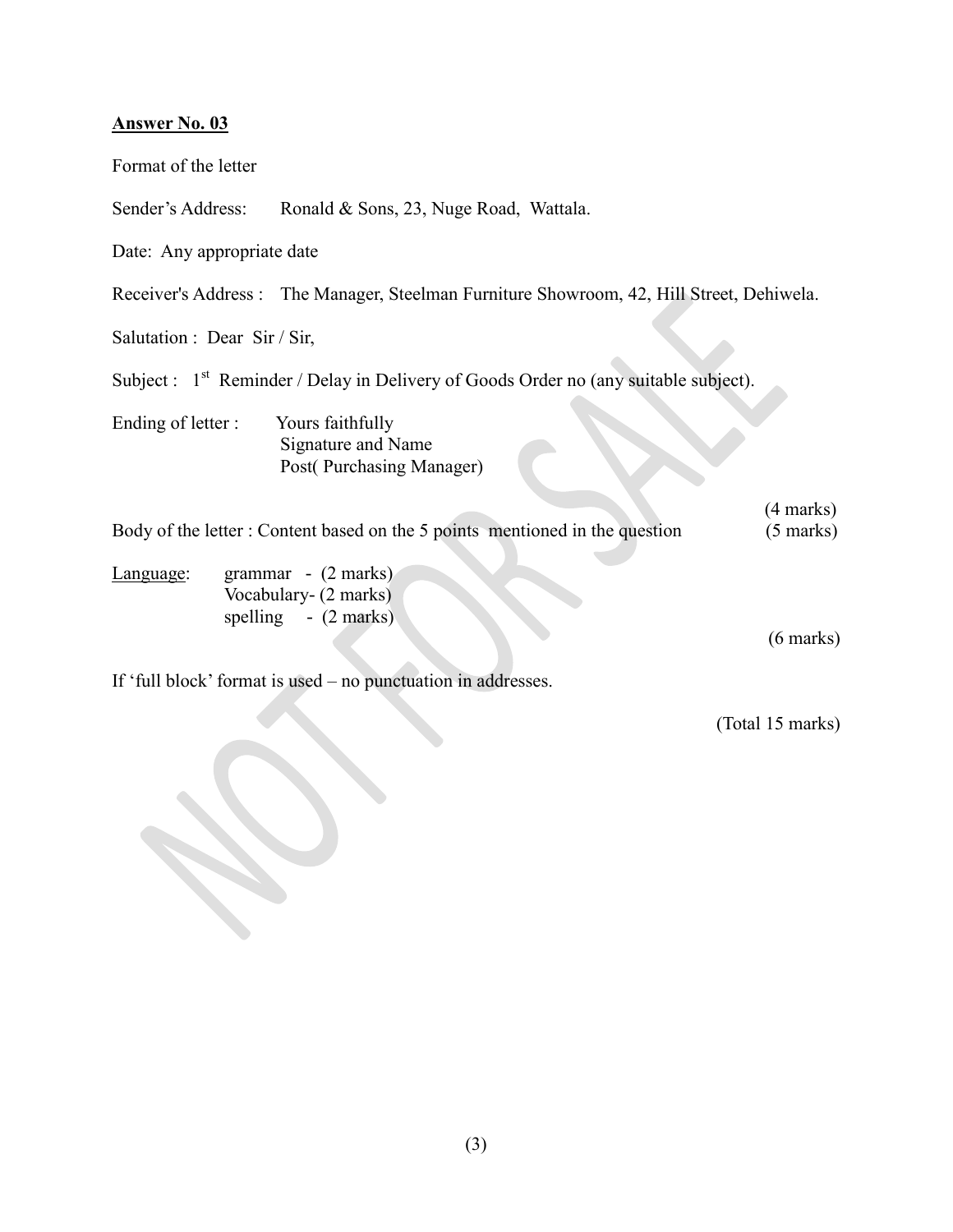**<u>Answer No. 03</u>**

Format of the letter

Sender's Address: Ronald & Sons, 23, Nuge Road, Wattala.

Date: Any appropriate date

Receiver's Address : The Manager, Steelman Furniture Showroom, 42, Hill Street, Dehiwela.

Salutation : Dear Sir / Sir,

Subject : 1st Reminder / Delay in Delivery of Goods Order no (any suitable subject).

Ending of letter : Yours faithfully
Signature and Name
Post( Purchasing Manager)

(4 marks)

Body of the letter : Content based on the 5 points mentioned in the question (5 marks)

<u>Language</u>: grammar - (2 marks)
Vocabulary- (2 marks)
spelling - (2 marks)

(6 marks)

If 'full block' format is used – no punctuation in addresses.

(Total 15 marks)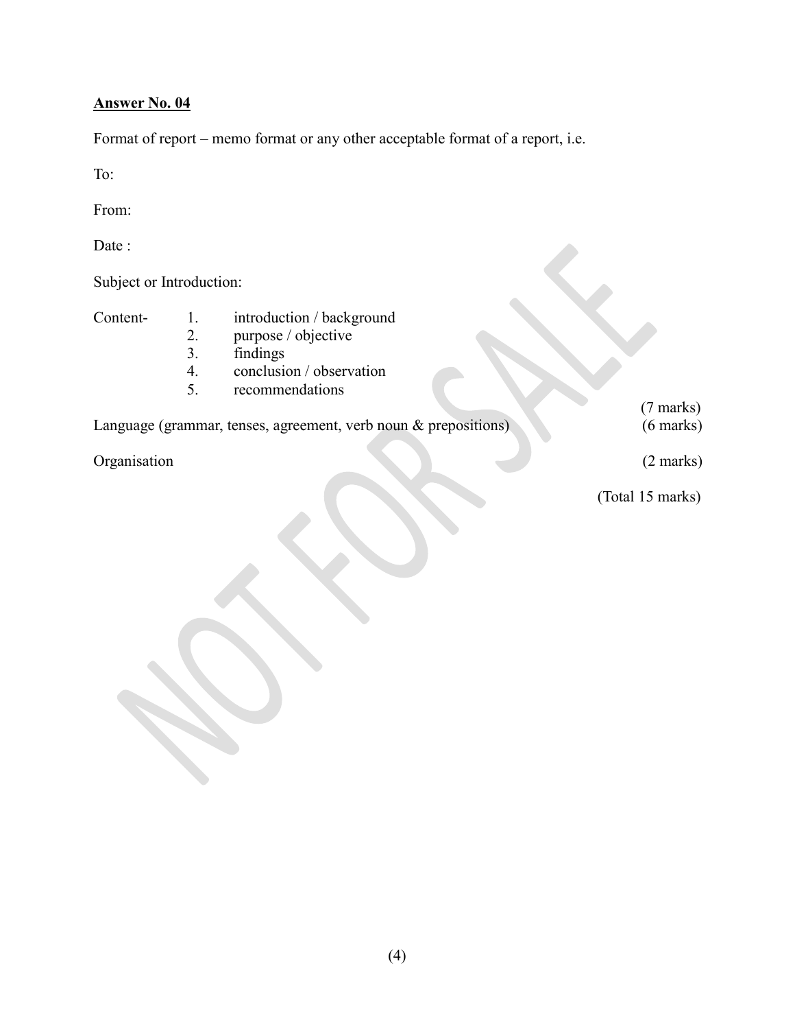**Answer No. 04**

Format of report – memo format or any other acceptable format of a report, i.e.

To:

From:

Date :

Subject or Introduction:

Content-

1. introduction / background
2. purpose / objective
3. findings
4. conclusion / observation
5. recommendations

(7 marks)

Language (grammar, tenses, agreement, verb noun & prepositions) (6 marks)

Organisation (2 marks)

(Total 15 marks)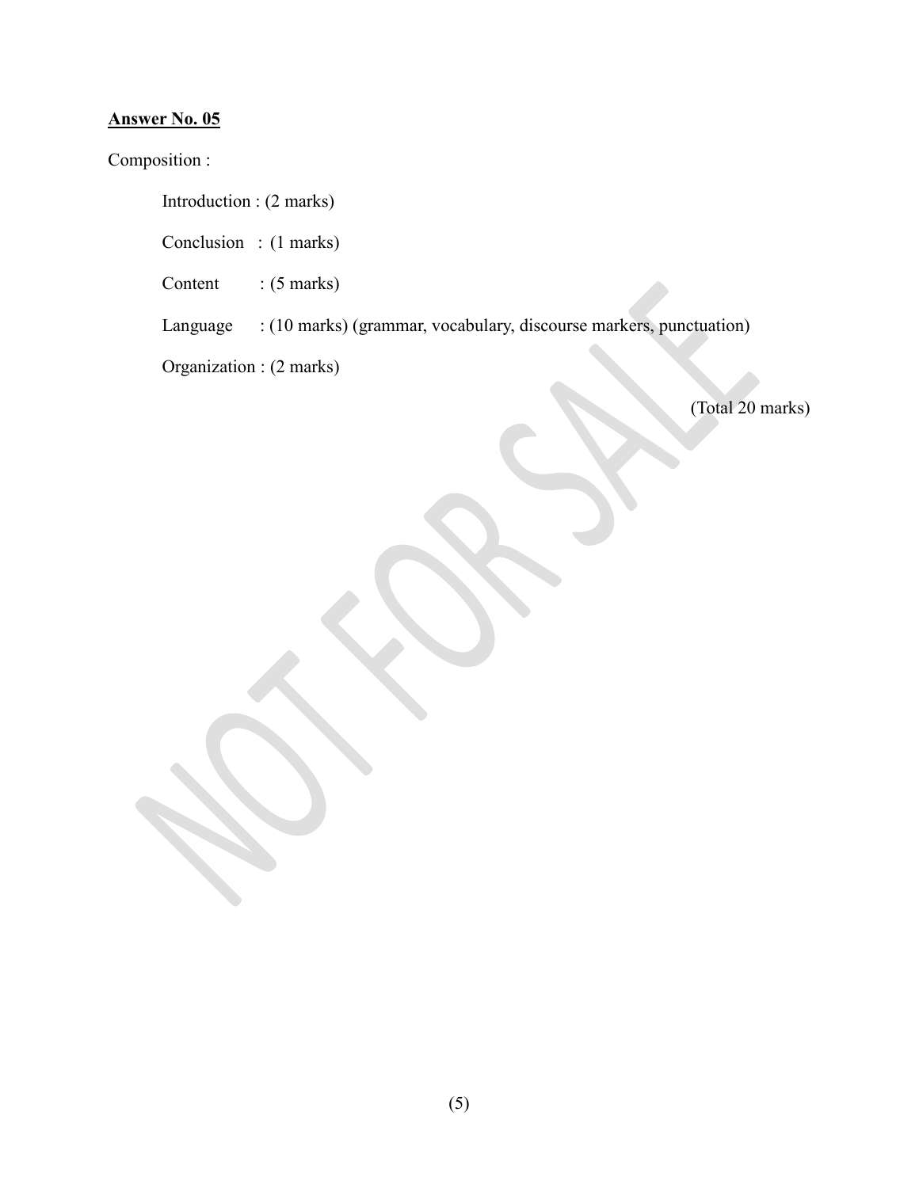**<u>Answer No. 05</u>**

Composition :

Introduction : (2 marks)

Conclusion : (1 marks)

Content : (5 marks)

Language : (10 marks) (grammar, vocabulary, discourse markers, punctuation)

Organization : (2 marks)

(Total 20 marks)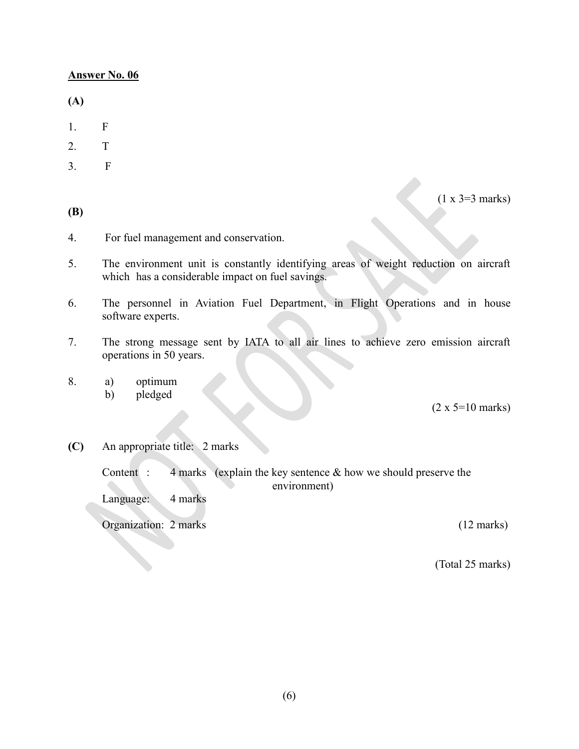**Answer No. 06**

**(A)**

1. F
2. T
3. F

(1 x 3=3 marks)

**(B)**

4. For fuel management and conservation.

5. The environment unit is constantly identifying areas of weight reduction on aircraft which has a considerable impact on fuel savings.

6. The personnel in Aviation Fuel Department, in Flight Operations and in house software experts.

7. The strong message sent by IATA to all air lines to achieve zero emission aircraft operations in 50 years.

8. a) optimum
   b) pledged

(2 x 5=10 marks)

**(C)** An appropriate title: 2 marks

Content : 4 marks (explain the key sentence & how we should preserve the environment)

Language: 4 marks

Organization: 2 marks (12 marks)

(Total 25 marks)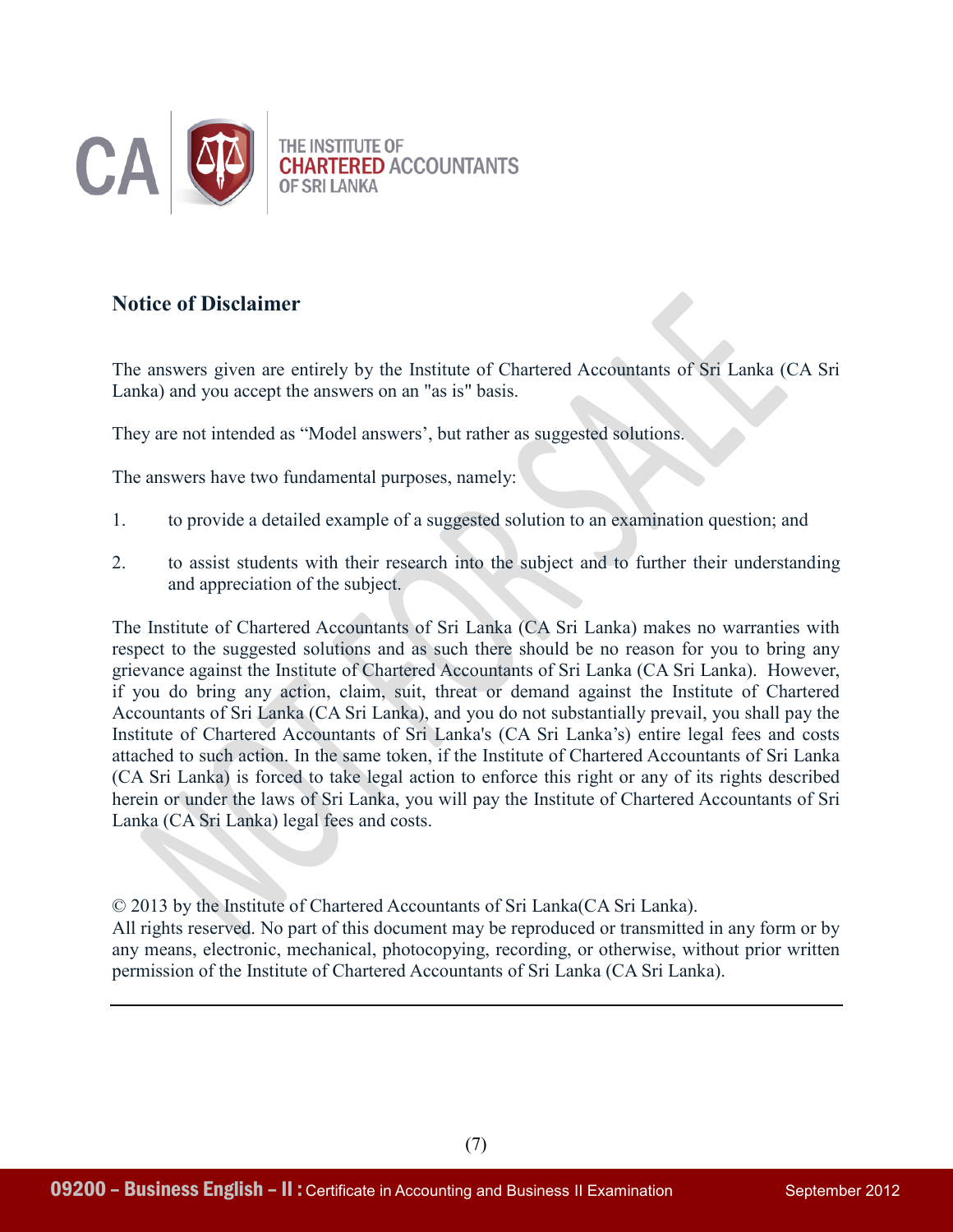THE INSTITUTE OF CHARTERED ACCOUNTANTS OF SRI LANKA

## Notice of Disclaimer

The answers given are entirely by the Institute of Chartered Accountants of Sri Lanka (CA Sri Lanka) and you accept the answers on an "as is" basis.

They are not intended as "Model answers', but rather as suggested solutions.

The answers have two fundamental purposes, namely:

1. to provide a detailed example of a suggested solution to an examination question; and
2. to assist students with their research into the subject and to further their understanding and appreciation of the subject.

The Institute of Chartered Accountants of Sri Lanka (CA Sri Lanka) makes no warranties with respect to the suggested solutions and as such there should be no reason for you to bring any grievance against the Institute of Chartered Accountants of Sri Lanka (CA Sri Lanka). However, if you do bring any action, claim, suit, threat or demand against the Institute of Chartered Accountants of Sri Lanka (CA Sri Lanka), and you do not substantially prevail, you shall pay the Institute of Chartered Accountants of Sri Lanka's (CA Sri Lanka's) entire legal fees and costs attached to such action. In the same token, if the Institute of Chartered Accountants of Sri Lanka (CA Sri Lanka) is forced to take legal action to enforce this right or any of its rights described herein or under the laws of Sri Lanka, you will pay the Institute of Chartered Accountants of Sri Lanka (CA Sri Lanka) legal fees and costs.

© 2013 by the Institute of Chartered Accountants of Sri Lanka(CA Sri Lanka).
All rights reserved. No part of this document may be reproduced or transmitted in any form or by any means, electronic, mechanical, photocopying, recording, or otherwise, without prior written permission of the Institute of Chartered Accountants of Sri Lanka (CA Sri Lanka).

---